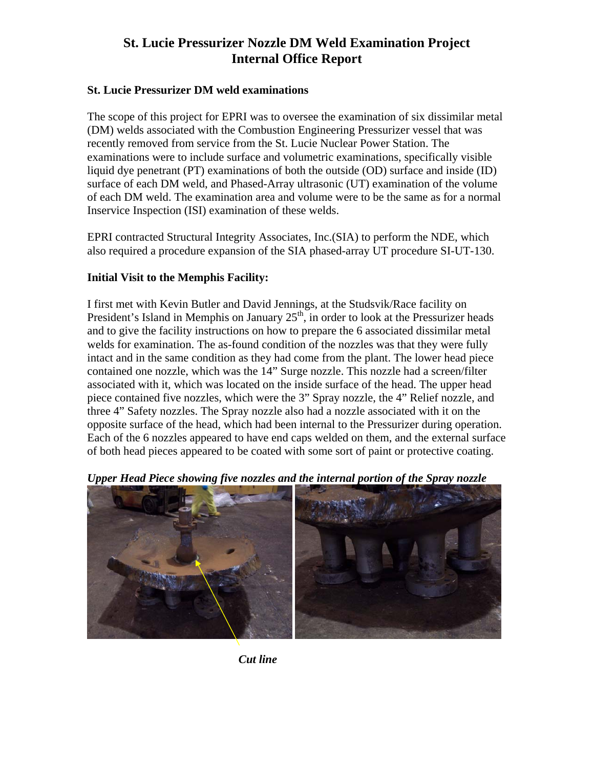# St. Lucie Pressurizer Nozzle DM Weld Examination Project
# Internal Office Report

**St. Lucie Pressurizer DM weld examinations**

The scope of this project for EPRI was to oversee the examination of six dissimilar metal (DM) welds associated with the Combustion Engineering Pressurizer vessel that was recently removed from service from the St. Lucie Nuclear Power Station. The examinations were to include surface and volumetric examinations, specifically visible liquid dye penetrant (PT) examinations of both the outside (OD) surface and inside (ID) surface of each DM weld, and Phased-Array ultrasonic (UT) examination of the volume of each DM weld. The examination area and volume were to be the same as for a normal Inservice Inspection (ISI) examination of these welds.

EPRI contracted Structural Integrity Associates, Inc.(SIA) to perform the NDE, which also required a procedure expansion of the SIA phased-array UT procedure SI-UT-130.

**Initial Visit to the Memphis Facility:**

I first met with Kevin Butler and David Jennings, at the Studsvik/Race facility on President's Island in Memphis on January 25th, in order to look at the Pressurizer heads and to give the facility instructions on how to prepare the 6 associated dissimilar metal welds for examination. The as-found condition of the nozzles was that they were fully intact and in the same condition as they had come from the plant. The lower head piece contained one nozzle, which was the 14" Surge nozzle. This nozzle had a screen/filter associated with it, which was located on the inside surface of the head. The upper head piece contained five nozzles, which were the 3" Spray nozzle, the 4" Relief nozzle, and three 4" Safety nozzles. The Spray nozzle also had a nozzle associated with it on the opposite surface of the head, which had been internal to the Pressurizer during operation. Each of the 6 nozzles appeared to have end caps welded on them, and the external surface of both head pieces appeared to be coated with some sort of paint or protective coating.

***Upper Head Piece showing five nozzles and the internal portion of the Spray nozzle***

***Cut line***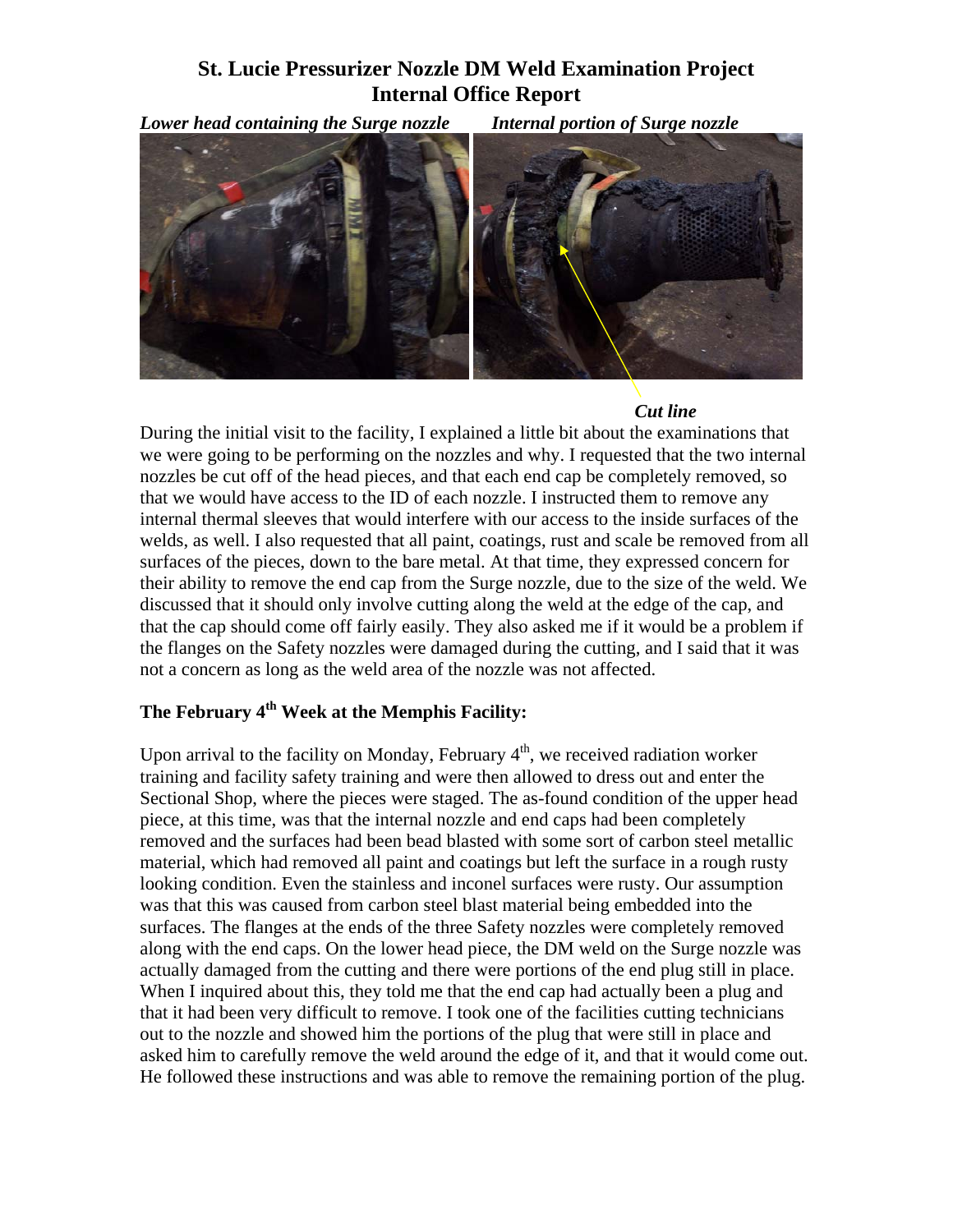# St. Lucie Pressurizer Nozzle DM Weld Examination Project
## Internal Office Report

*Lower head containing the Surge nozzle* *Internal portion of Surge nozzle*

*Cut line*

During the initial visit to the facility, I explained a little bit about the examinations that we were going to be performing on the nozzles and why. I requested that the two internal nozzles be cut off of the head pieces, and that each end cap be completely removed, so that we would have access to the ID of each nozzle. I instructed them to remove any internal thermal sleeves that would interfere with our access to the inside surfaces of the welds, as well. I also requested that all paint, coatings, rust and scale be removed from all surfaces of the pieces, down to the bare metal. At that time, they expressed concern for their ability to remove the end cap from the Surge nozzle, due to the size of the weld. We discussed that it should only involve cutting along the weld at the edge of the cap, and that the cap should come off fairly easily. They also asked me if it would be a problem if the flanges on the Safety nozzles were damaged during the cutting, and I said that it was not a concern as long as the weld area of the nozzle was not affected.

### The February 4th Week at the Memphis Facility:

Upon arrival to the facility on Monday, February 4th, we received radiation worker training and facility safety training and were then allowed to dress out and enter the Sectional Shop, where the pieces were staged. The as-found condition of the upper head piece, at this time, was that the internal nozzle and end caps had been completely removed and the surfaces had been bead blasted with some sort of carbon steel metallic material, which had removed all paint and coatings but left the surface in a rough rusty looking condition. Even the stainless and inconel surfaces were rusty. Our assumption was that this was caused from carbon steel blast material being embedded into the surfaces. The flanges at the ends of the three Safety nozzles were completely removed along with the end caps. On the lower head piece, the DM weld on the Surge nozzle was actually damaged from the cutting and there were portions of the end plug still in place. When I inquired about this, they told me that the end cap had actually been a plug and that it had been very difficult to remove. I took one of the facilities cutting technicians out to the nozzle and showed him the portions of the plug that were still in place and asked him to carefully remove the weld around the edge of it, and that it would come out. He followed these instructions and was able to remove the remaining portion of the plug.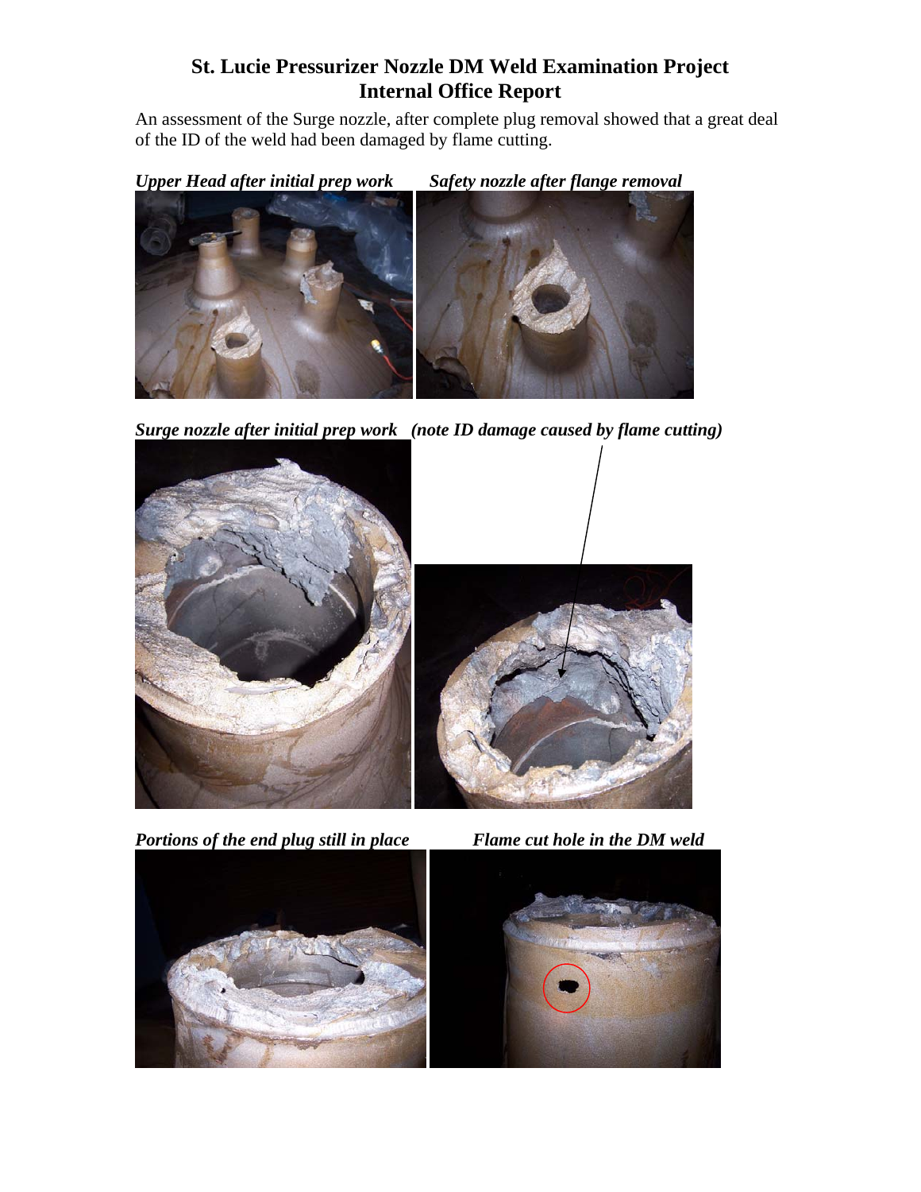# St. Lucie Pressurizer Nozzle DM Weld Examination Project
## Internal Office Report

An assessment of the Surge nozzle, after complete plug removal showed that a great deal of the ID of the weld had been damaged by flame cutting.

***Upper Head after initial prep work***

***Safety nozzle after flange removal***

***Surge nozzle after initial prep work*** ***(note ID damage caused by flame cutting)***

***Portions of the end plug still in place***

***Flame cut hole in the DM weld***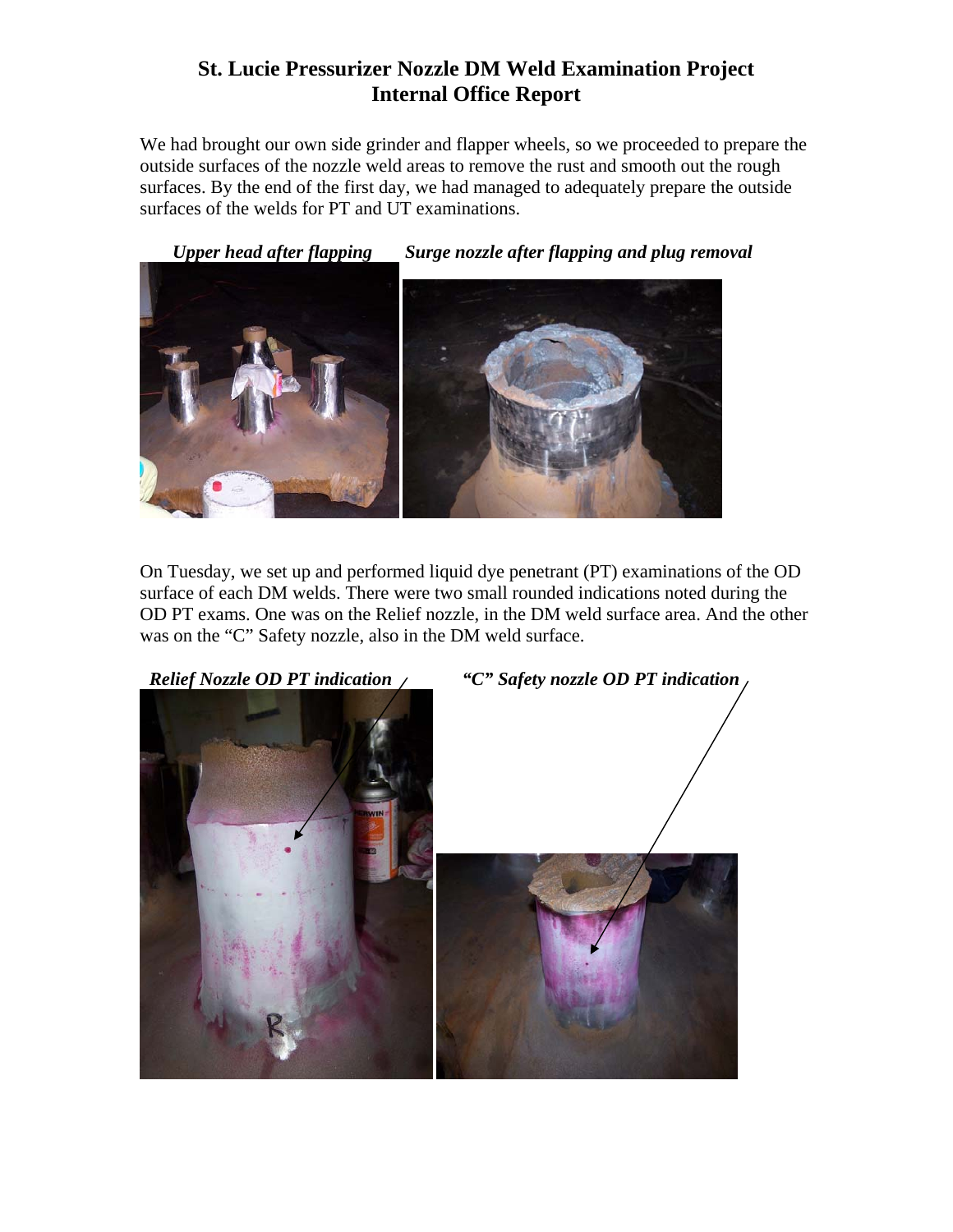# St. Lucie Pressurizer Nozzle DM Weld Examination Project
## Internal Office Report

We had brought our own side grinder and flapper wheels, so we proceeded to prepare the outside surfaces of the nozzle weld areas to remove the rust and smooth out the rough surfaces. By the end of the first day, we had managed to adequately prepare the outside surfaces of the welds for PT and UT examinations.

***Upper head after flapping*** ***Surge nozzle after flapping and plug removal***

On Tuesday, we set up and performed liquid dye penetrant (PT) examinations of the OD surface of each DM welds. There were two small rounded indications noted during the OD PT exams. One was on the Relief nozzle, in the DM weld surface area. And the other was on the "C" Safety nozzle, also in the DM weld surface.

***Relief Nozzle OD PT indication*** ***"C" Safety nozzle OD PT indication***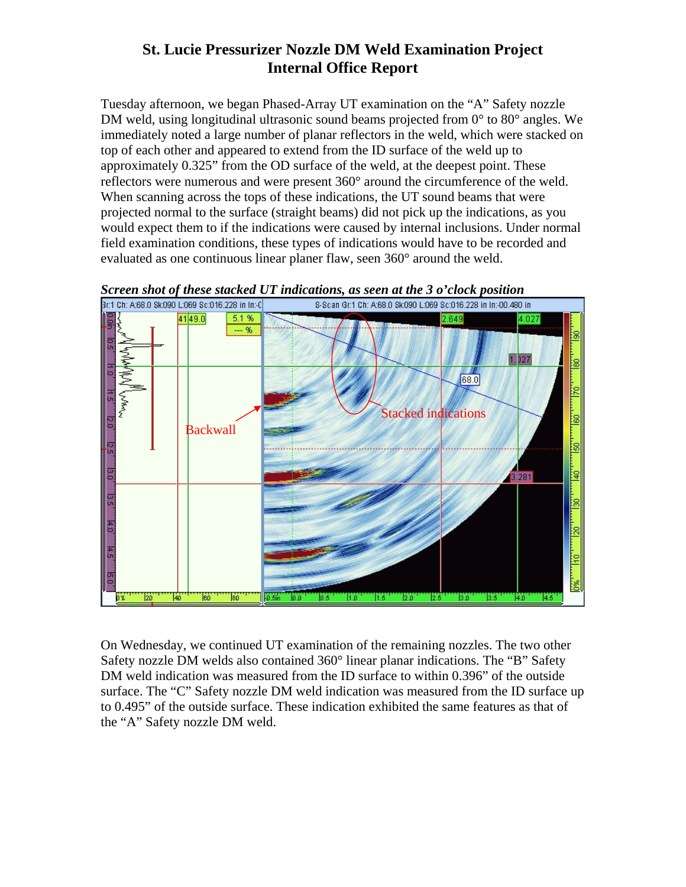# St. Lucie Pressurizer Nozzle DM Weld Examination Project
## Internal Office Report

Tuesday afternoon, we began Phased-Array UT examination on the "A" Safety nozzle DM weld, using longitudinal ultrasonic sound beams projected from 0° to 80° angles. We immediately noted a large number of planar reflectors in the weld, which were stacked on top of each other and appeared to extend from the ID surface of the weld up to approximately 0.325" from the OD surface of the weld, at the deepest point. These reflectors were numerous and were present 360° around the circumference of the weld. When scanning across the tops of these indications, the UT sound beams that were projected normal to the surface (straight beams) did not pick up the indications, as you would expect them to if the indications were caused by internal inclusions. Under normal field examination conditions, these types of indications would have to be recorded and evaluated as one continuous linear planer flaw, seen 360° around the weld.

***Screen shot of these stacked UT indications, as seen at the 3 o'clock position***

On Wednesday, we continued UT examination of the remaining nozzles. The two other Safety nozzle DM welds also contained 360° linear planar indications. The "B" Safety DM weld indication was measured from the ID surface to within 0.396" of the outside surface. The "C" Safety nozzle DM weld indication was measured from the ID surface up to 0.495" of the outside surface. These indication exhibited the same features as that of the "A" Safety nozzle DM weld.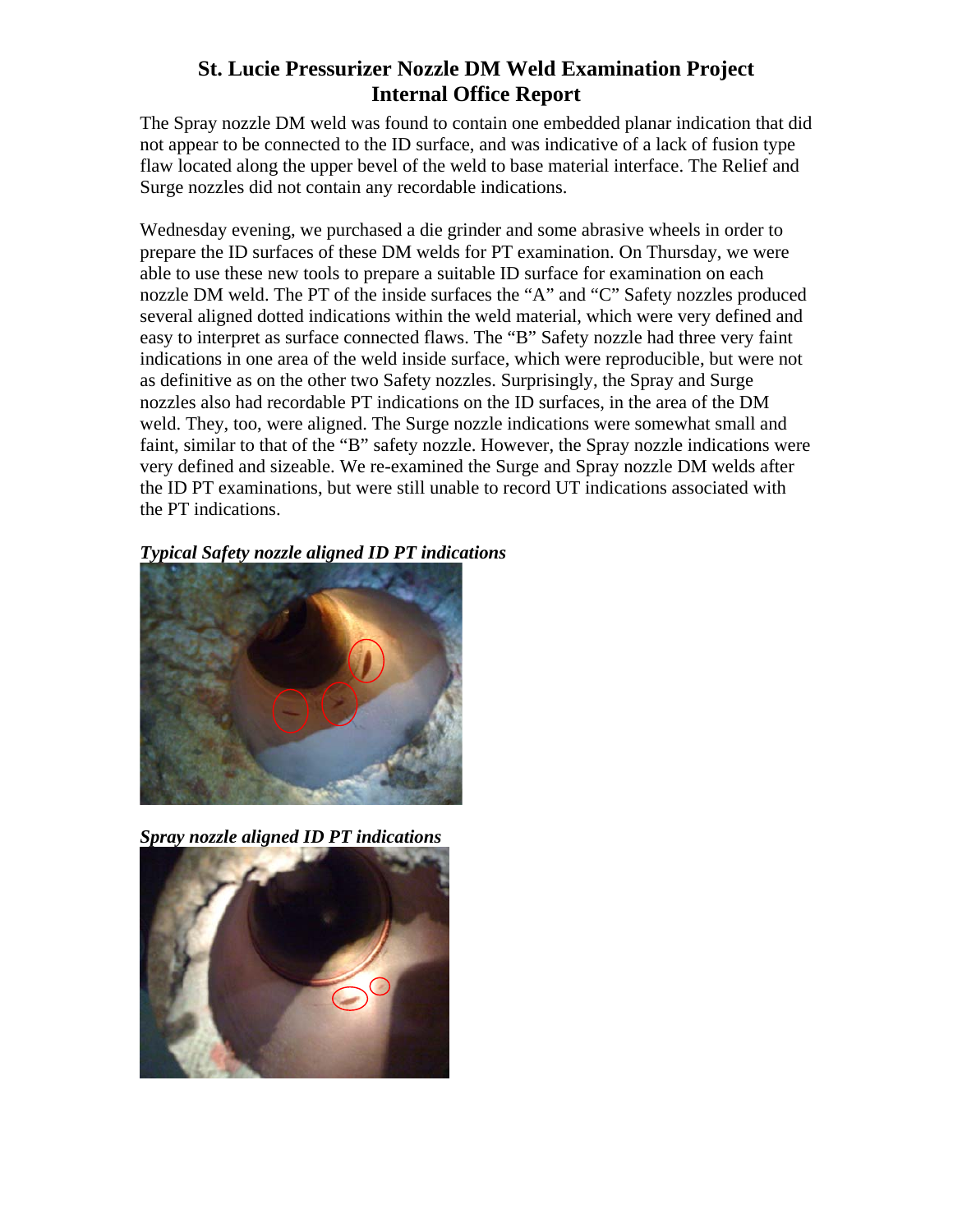# St. Lucie Pressurizer Nozzle DM Weld Examination Project
## Internal Office Report

The Spray nozzle DM weld was found to contain one embedded planar indication that did not appear to be connected to the ID surface, and was indicative of a lack of fusion type flaw located along the upper bevel of the weld to base material interface. The Relief and Surge nozzles did not contain any recordable indications.

Wednesday evening, we purchased a die grinder and some abrasive wheels in order to prepare the ID surfaces of these DM welds for PT examination. On Thursday, we were able to use these new tools to prepare a suitable ID surface for examination on each nozzle DM weld. The PT of the inside surfaces the "A" and "C" Safety nozzles produced several aligned dotted indications within the weld material, which were very defined and easy to interpret as surface connected flaws. The "B" Safety nozzle had three very faint indications in one area of the weld inside surface, which were reproducible, but were not as definitive as on the other two Safety nozzles. Surprisingly, the Spray and Surge nozzles also had recordable PT indications on the ID surfaces, in the area of the DM weld. They, too, were aligned. The Surge nozzle indications were somewhat small and faint, similar to that of the "B" safety nozzle. However, the Spray nozzle indications were very defined and sizeable. We re-examined the Surge and Spray nozzle DM welds after the ID PT examinations, but were still unable to record UT indications associated with the PT indications.

***Typical Safety nozzle aligned ID PT indications***

***Spray nozzle aligned ID PT indications***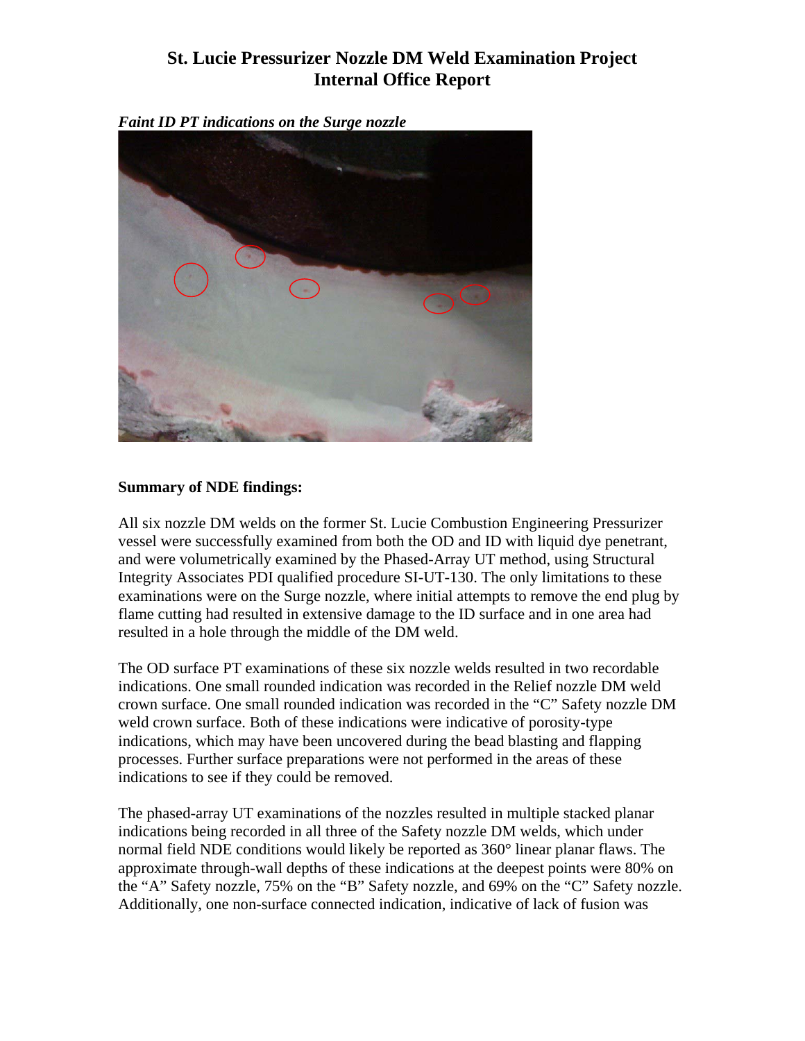# St. Lucie Pressurizer Nozzle DM Weld Examination Project
# Internal Office Report

*Faint ID PT indications on the Surge nozzle*

**Summary of NDE findings:**

All six nozzle DM welds on the former St. Lucie Combustion Engineering Pressurizer vessel were successfully examined from both the OD and ID with liquid dye penetrant, and were volumetrically examined by the Phased-Array UT method, using Structural Integrity Associates PDI qualified procedure SI-UT-130. The only limitations to these examinations were on the Surge nozzle, where initial attempts to remove the end plug by flame cutting had resulted in extensive damage to the ID surface and in one area had resulted in a hole through the middle of the DM weld.

The OD surface PT examinations of these six nozzle welds resulted in two recordable indications. One small rounded indication was recorded in the Relief nozzle DM weld crown surface. One small rounded indication was recorded in the "C" Safety nozzle DM weld crown surface. Both of these indications were indicative of porosity-type indications, which may have been uncovered during the bead blasting and flapping processes. Further surface preparations were not performed in the areas of these indications to see if they could be removed.

The phased-array UT examinations of the nozzles resulted in multiple stacked planar indications being recorded in all three of the Safety nozzle DM welds, which under normal field NDE conditions would likely be reported as 360° linear planar flaws. The approximate through-wall depths of these indications at the deepest points were 80% on the "A" Safety nozzle, 75% on the "B" Safety nozzle, and 69% on the "C" Safety nozzle. Additionally, one non-surface connected indication, indicative of lack of fusion was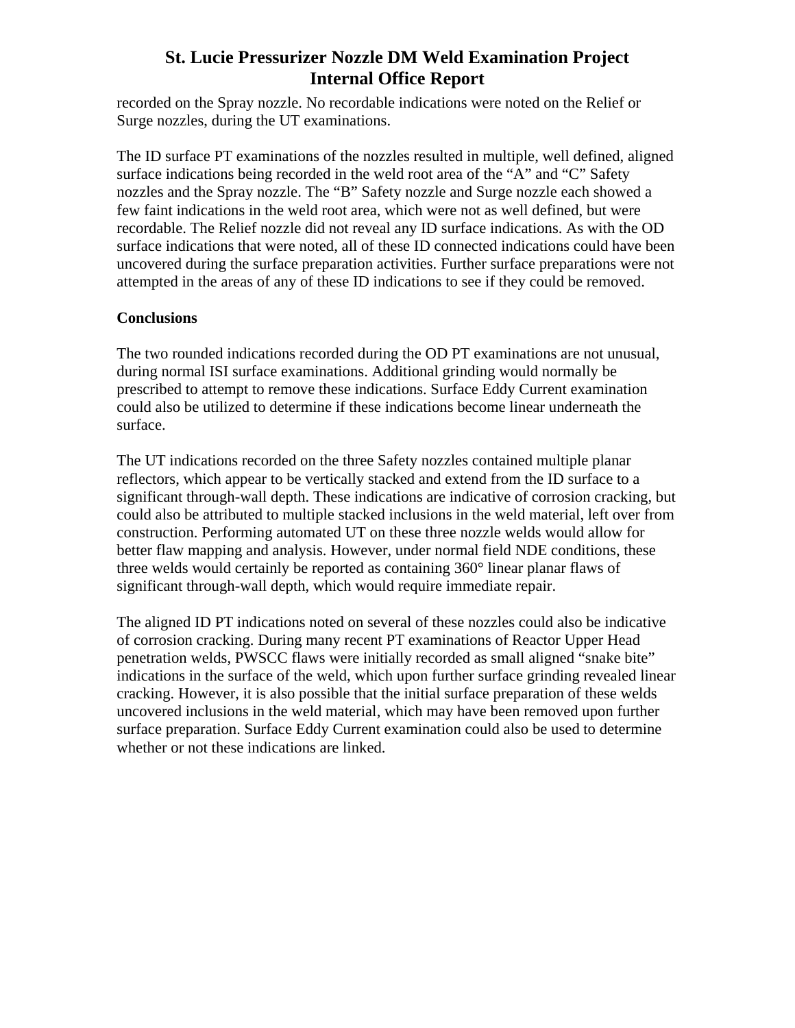recorded on the Spray nozzle. No recordable indications were noted on the Relief or Surge nozzles, during the UT examinations.

The ID surface PT examinations of the nozzles resulted in multiple, well defined, aligned surface indications being recorded in the weld root area of the "A" and "C" Safety nozzles and the Spray nozzle. The "B" Safety nozzle and Surge nozzle each showed a few faint indications in the weld root area, which were not as well defined, but were recordable. The Relief nozzle did not reveal any ID surface indications. As with the OD surface indications that were noted, all of these ID connected indications could have been uncovered during the surface preparation activities. Further surface preparations were not attempted in the areas of any of these ID indications to see if they could be removed.

**Conclusions**

The two rounded indications recorded during the OD PT examinations are not unusual, during normal ISI surface examinations. Additional grinding would normally be prescribed to attempt to remove these indications. Surface Eddy Current examination could also be utilized to determine if these indications become linear underneath the surface.

The UT indications recorded on the three Safety nozzles contained multiple planar reflectors, which appear to be vertically stacked and extend from the ID surface to a significant through-wall depth. These indications are indicative of corrosion cracking, but could also be attributed to multiple stacked inclusions in the weld material, left over from construction. Performing automated UT on these three nozzle welds would allow for better flaw mapping and analysis. However, under normal field NDE conditions, these three welds would certainly be reported as containing 360° linear planar flaws of significant through-wall depth, which would require immediate repair.

The aligned ID PT indications noted on several of these nozzles could also be indicative of corrosion cracking. During many recent PT examinations of Reactor Upper Head penetration welds, PWSCC flaws were initially recorded as small aligned "snake bite" indications in the surface of the weld, which upon further surface grinding revealed linear cracking. However, it is also possible that the initial surface preparation of these welds uncovered inclusions in the weld material, which may have been removed upon further surface preparation. Surface Eddy Current examination could also be used to determine whether or not these indications are linked.